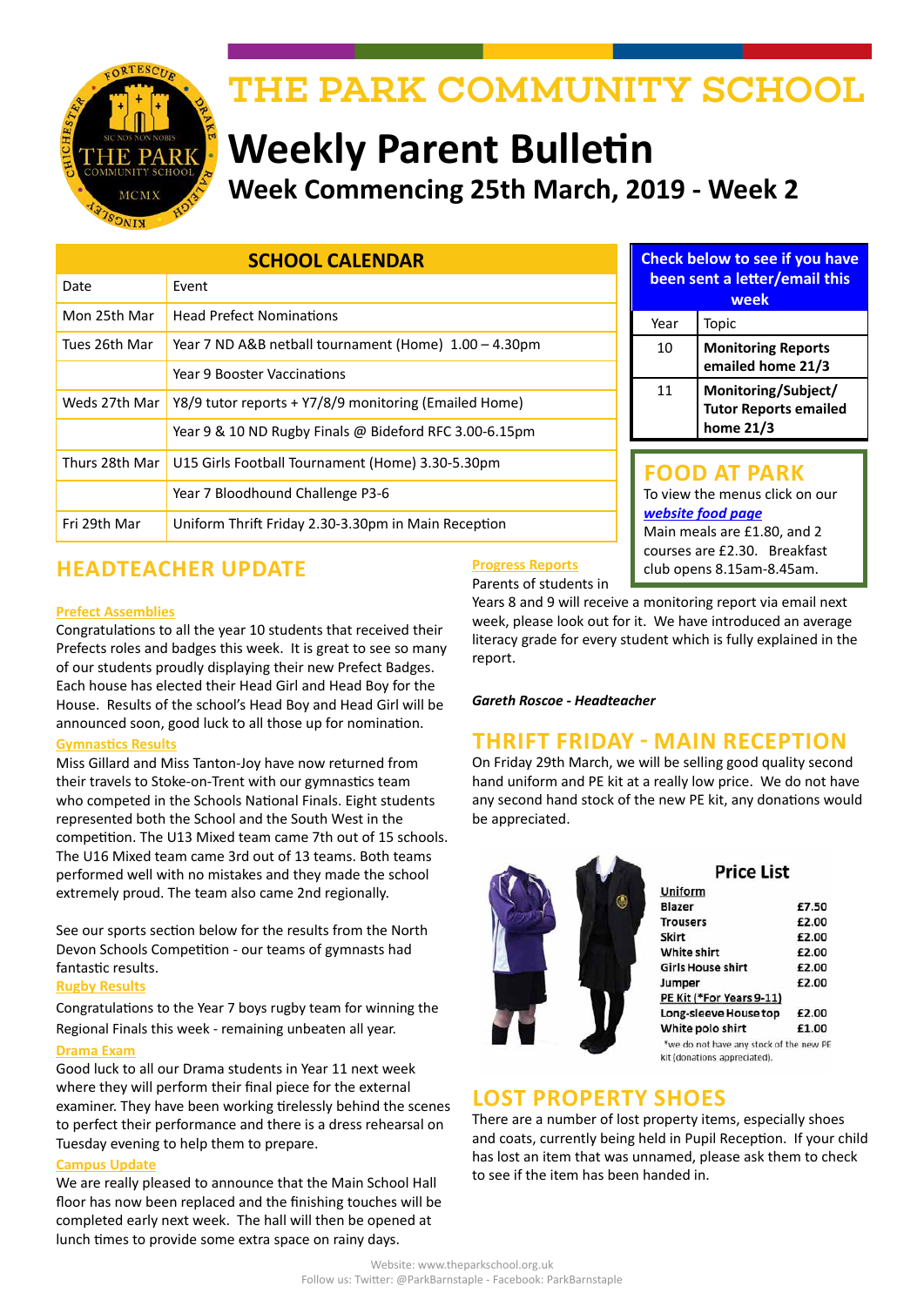# THE PARK COMMUNITY SCHOOL

# Weekly Parent Bulletin

## Week Commencing 25th March, 2019 - Week 2

### SCHOOL CALENDAR

| Date | Event |
|---|---|
| Mon 25th Mar | Head Prefect Nominations |
| Tues 26th Mar | Year 7 ND A&B netball tournament (Home) 1.00 – 4.30pm |
| | Year 9 Booster Vaccinations |
| Weds 27th Mar | Y8/9 tutor reports + Y7/8/9 monitoring (Emailed Home) |
| | Year 9 & 10 ND Rugby Finals @ Bideford RFC 3.00-6.15pm |
| Thurs 28th Mar | U15 Girls Football Tournament (Home) 3.30-5.30pm |
| | Year 7 Bloodhound Challenge P3-6 |
| Fri 29th Mar | Uniform Thrift Friday 2.30-3.30pm in Main Reception |

### Check below to see if you have been sent a letter/email this week

| Year | Topic |
|---|---|
| 10 | **Monitoring Reports emailed home 21/3** |
| 11 | **Monitoring/Subject/ Tutor Reports emailed home 21/3** |

## FOOD AT PARK

To view the menus click on our ***website food page***

Main meals are £1.80, and 2 courses are £2.30. Breakfast club opens 8.15am-8.45am.

## HEADTEACHER UPDATE

**Prefect Assemblies**

Congratulations to all the year 10 students that received their Prefects roles and badges this week. It is great to see so many of our students proudly displaying their new Prefect Badges. Each house has elected their Head Girl and Head Boy for the House. Results of the school's Head Boy and Head Girl will be announced soon, good luck to all those up for nomination.

**Gymnastics Results**

Miss Gillard and Miss Tanton-Joy have now returned from their travels to Stoke-on-Trent with our gymnastics team who competed in the Schools National Finals. Eight students represented both the School and the South West in the competition. The U13 Mixed team came 7th out of 15 schools. The U16 Mixed team came 3rd out of 13 teams. Both teams performed well with no mistakes and they made the school extremely proud. The team also came 2nd regionally.

See our sports section below for the results from the North Devon Schools Competition - our teams of gymnasts had fantastic results.

**Rugby Results**

Congratulations to the Year 7 boys rugby team for winning the Regional Finals this week - remaining unbeaten all year.

**Drama Exam**

Good luck to all our Drama students in Year 11 next week where they will perform their final piece for the external examiner. They have been working tirelessly behind the scenes to perfect their performance and there is a dress rehearsal on Tuesday evening to help them to prepare.

**Campus Update**

We are really pleased to announce that the Main School Hall floor has now been replaced and the finishing touches will be completed early next week. The hall will then be opened at lunch times to provide some extra space on rainy days.

**Progress Reports**

Parents of students in Years 8 and 9 will receive a monitoring report via email next week, please look out for it. We have introduced an average literacy grade for every student which is fully explained in the report.

***Gareth Roscoe - Headteacher***

## THRIFT FRIDAY - MAIN RECEPTION

On Friday 29th March, we will be selling good quality second hand uniform and PE kit at a really low price. We do not have any second hand stock of the new PE kit, any donations would be appreciated.

**Price List**

| Uniform | |
|---|---|
| Blazer | £7.50 |
| Trousers | £2.00 |
| Skirt | £2.00 |
| White shirt | £2.00 |
| Girls House shirt | £2.00 |
| Jumper | £2.00 |
| **PE Kit (*For Years 9-11)** | |
| Long-sleeve House top | £2.00 |
| White polo shirt | £1.00 |

*we do not have any stock of the new PE kit (donations appreciated).

## LOST PROPERTY SHOES

There are a number of lost property items, especially shoes and coats, currently being held in Pupil Reception. If your child has lost an item that was unnamed, please ask them to check to see if the item has been handed in.

Website: www.theparkschool.org.uk
Follow us: Twitter: @ParkBarnstaple - Facebook: ParkBarnstaple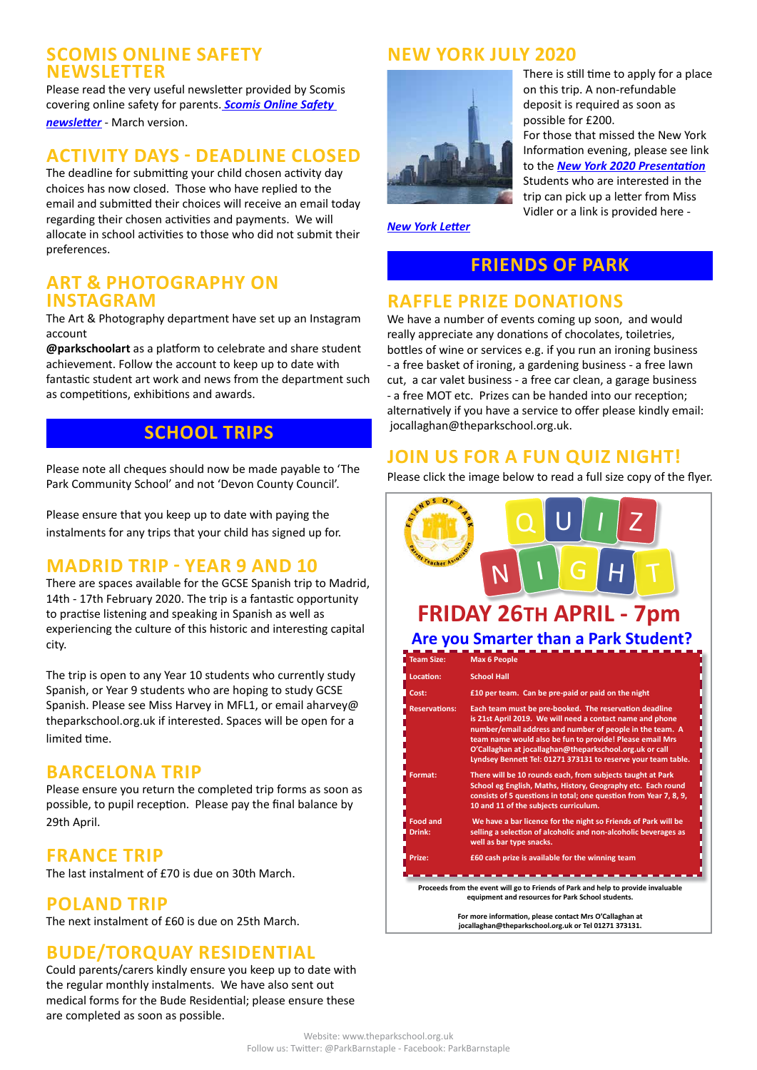## SCOMIS ONLINE SAFETY NEWSLETTER

Please read the very useful newsletter provided by Scomis covering online safety for parents. ***Scomis Online Safety newsletter*** - March version.

## ACTIVITY DAYS - DEADLINE CLOSED

The deadline for submitting your child chosen activity day choices has now closed. Those who have replied to the email and submitted their choices will receive an email today regarding their chosen activities and payments. We will allocate in school activities to those who did not submit their preferences.

## ART & PHOTOGRAPHY ON INSTAGRAM

The Art & Photography department have set up an Instagram account **@parkschoolart** as a platform to celebrate and share student achievement. Follow the account to keep up to date with fantastic student art work and news from the department such as competitions, exhibitions and awards.

# SCHOOL TRIPS

Please note all cheques should now be made payable to 'The Park Community School' and not 'Devon County Council'.

Please ensure that you keep up to date with paying the instalments for any trips that your child has signed up for.

## MADRID TRIP - YEAR 9 AND 10

There are spaces available for the GCSE Spanish trip to Madrid, 14th - 17th February 2020. The trip is a fantastic opportunity to practise listening and speaking in Spanish as well as experiencing the culture of this historic and interesting capital city.

The trip is open to any Year 10 students who currently study Spanish, or Year 9 students who are hoping to study GCSE Spanish. Please see Miss Harvey in MFL1, or email aharvey@theparkschool.org.uk if interested. Spaces will be open for a limited time.

## BARCELONA TRIP

Please ensure you return the completed trip forms as soon as possible, to pupil reception. Please pay the final balance by 29th April.

## FRANCE TRIP

The last instalment of £70 is due on 30th March.

## POLAND TRIP

The next instalment of £60 is due on 25th March.

## BUDE/TORQUAY RESIDENTIAL

Could parents/carers kindly ensure you keep up to date with the regular monthly instalments. We have also sent out medical forms for the Bude Residential; please ensure these are completed as soon as possible.

## NEW YORK JULY 2020

There is still time to apply for a place on this trip. A non-refundable deposit is required as soon as possible for £200.

For those that missed the New York Information evening, please see link to the ***New York 2020 Presentation***

Students who are interested in the trip can pick up a letter from Miss Vidler or a link is provided here -

***New York Letter***

# FRIENDS OF PARK

## RAFFLE PRIZE DONATIONS

We have a number of events coming up soon, and would really appreciate any donations of chocolates, toiletries, bottles of wine or services e.g. if you run an ironing business - a free basket of ironing, a gardening business - a free lawn cut, a car valet business - a free car clean, a garage business - a free MOT etc. Prizes can be handed into our reception; alternatively if you have a service to offer please kindly email: jocallaghan@theparkschool.org.uk.

## JOIN US FOR A FUN QUIZ NIGHT!

Please click the image below to read a full size copy of the flyer.

QUIZ NIGHT

**FRIDAY 26TH APRIL - 7pm**

**Are you Smarter than a Park Student?**

| | |
|---|---|
| Team Size: | Max 6 People |
| Location: | School Hall |
| Cost: | £10 per team. Can be pre-paid or paid on the night |
| Reservations: | Each team must be pre-booked. The reservation deadline is 21st April 2019. We will need a contact name and phone number/email address and number of people in the team. A team name would also be fun to provide! Please email Mrs O'Callaghan at jocallaghan@theparkschool.org.uk or call Lyndsey Bennett Tel: 01271 373131 to reserve your team table. |
| Format: | There will be 10 rounds each, from subjects taught at Park School eg English, Maths, History, Geography etc. Each round consists of 5 questions in total; one question from Year 7, 8, 9, 10 and 11 of the subjects curriculum. |
| Food and Drink: | We have a bar licence for the night so Friends of Park will be selling a selection of alcoholic and non-alcoholic beverages as well as bar type snacks. |
| Prize: | £60 cash prize is available for the winning team |

Proceeds from the event will go to Friends of Park and help to provide invaluable equipment and resources for Park School students.

For more information, please contact Mrs O'Callaghan at jocallaghan@theparkschool.org.uk or Tel 01271 373131.

Website: www.theparkschool.org.uk
Follow us: Twitter: @ParkBarnstaple - Facebook: ParkBarnstaple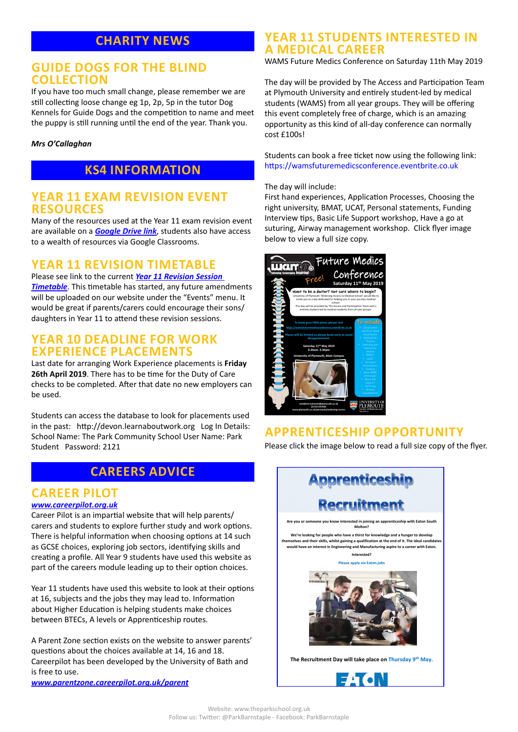# CHARITY NEWS

## GUIDE DOGS FOR THE BLIND COLLECTION

If you have too much small change, please remember we are still collecting loose change eg 1p, 2p, 5p in the tutor Dog Kennels for Guide Dogs and the competition to name and meet the puppy is still running until the end of the year. Thank you.

***Mrs O'Callaghan***

# KS4 INFORMATION

## YEAR 11 EXAM REVISION EVENT RESOURCES

Many of the resources used at the Year 11 exam revision event are available on a ***Google Drive link***, students also have access to a wealth of resources via Google Classrooms.

## YEAR 11 REVISION TIMETABLE

Please see link to the current ***Year 11 Revision Session Timetable***. This timetable has started, any future amendments will be uploaded on our website under the "Events" menu. It would be great if parents/carers could encourage their sons/daughters in Year 11 to attend these revision sessions.

## YEAR 10 DEADLINE FOR WORK EXPERIENCE PLACEMENTS

Last date for arranging Work Experience placements is **Friday 26th April 2019**. There has to be time for the Duty of Care checks to be completed. After that date no new employers can be used.

Students can access the database to look for placements used in the past: http://devon.learnaboutwork.org Log In Details: School Name: The Park Community School User Name: Park Student Password: 2121

# CAREERS ADVICE

## CAREER PILOT

***www.careerpilot.org.uk***

Career Pilot is an impartial website that will help parents/carers and students to explore further study and work options. There is helpful information when choosing options at 14 such as GCSE choices, exploring job sectors, identifying skills and creating a profile. All Year 9 students have used this website as part of the careers module leading up to their option choices.

Year 11 students have used this website to look at their options at 16, subjects and the jobs they may lead to. Information about Higher Education is helping students make choices between BTECs, A levels or Apprenticeship routes.

A Parent Zone section exists on the website to answer parents' questions about the choices available at 14, 16 and 18. Careerpilot has been developed by the University of Bath and is free to use.

***www.parentzone.careerpilot.org.uk/parent***

## YEAR 11 STUDENTS INTERESTED IN A MEDICAL CAREER

WAMS Future Medics Conference on Saturday 11th May 2019

The day will be provided by The Access and Participation Team at Plymouth University and entirely student-led by medical students (WAMS) from all year groups. They will be offering this event completely free of charge, which is an amazing opportunity as this kind of all-day conference can normally cost £100s!

Students can book a free ticket now using the following link: https://wamsfuturemedicsconference.eventbrite.co.uk

The day will include:
First hand experiences, Application Processes, Choosing the right university, BMAT, UCAT, Personal statements, Funding Interview tips, Basic Life Support workshop, Have a go at suturing, Airway management workshop. Click flyer image below to view a full size copy.

## APPRENTICESHIP OPPORTUNITY

Please click the image below to read a full size copy of the flyer.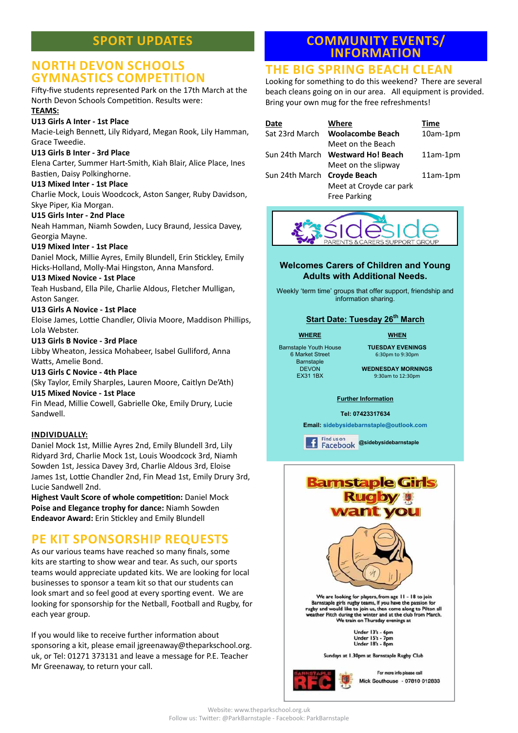## SPORT UPDATES

### NORTH DEVON SCHOOLS GYMNASTICS COMPETITION

Fifty-five students represented Park on the 17th March at the North Devon Schools Competition. Results were:

**TEAMS:**

**U13 Girls A Inter - 1st Place**
Macie-Leigh Bennett, Lily Ridyard, Megan Rook, Lily Hamman, Grace Tweedie.

**U13 Girls B Inter - 3rd Place**
Elena Carter, Summer Hart-Smith, Kiah Blair, Alice Place, Ines Bastien, Daisy Polkinghorne.

**U13 Mixed Inter - 1st Place**
Charlie Mock, Louis Woodcock, Aston Sanger, Ruby Davidson, Skye Piper, Kia Morgan.

**U15 Girls Inter - 2nd Place**
Neah Hamman, Niamh Sowden, Lucy Braund, Jessica Davey, Georgia Mayne.

**U19 Mixed Inter - 1st Place**
Daniel Mock, Millie Ayres, Emily Blundell, Erin Stickley, Emily Hicks-Holland, Molly-Mai Hingston, Anna Mansford.

**U13 Mixed Novice - 1st Place**
Teah Husband, Ella Pile, Charlie Aldous, Fletcher Mulligan, Aston Sanger.

**U13 Girls A Novice - 1st Place**
Eloise James, Lottie Chandler, Olivia Moore, Maddison Phillips, Lola Webster.

**U13 Girls B Novice - 3rd Place**
Libby Wheaton, Jessica Mohabeer, Isabel Gulliford, Anna Watts, Amelie Bond.

**U13 Girls C Novice - 4th Place**
(Sky Taylor, Emily Sharples, Lauren Moore, Caitlyn De'Ath)

**U15 Mixed Novice - 1st Place**
Fin Mead, Millie Cowell, Gabrielle Oke, Emily Drury, Lucie Sandwell.

**INDIVIDUALLY:**

Daniel Mock 1st, Millie Ayres 2nd, Emily Blundell 3rd, Lily Ridyard 3rd, Charlie Mock 1st, Louis Woodcock 3rd, Niamh Sowden 1st, Jessica Davey 3rd, Charlie Aldous 3rd, Eloise James 1st, Lottie Chandler 2nd, Fin Mead 1st, Emily Drury 3rd, Lucie Sandwell 2nd.

**Highest Vault Score of whole competition:** Daniel Mock
**Poise and Elegance trophy for dance:** Niamh Sowden
**Endeavor Award:** Erin Stickley and Emily Blundell

### PE KIT SPONSORSHIP REQUESTS

As our various teams have reached so many finals, some kits are starting to show wear and tear. As such, our sports teams would appreciate updated kits. We are looking for local businesses to sponsor a team kit so that our students can look smart and so feel good at every sporting event. We are looking for sponsorship for the Netball, Football and Rugby, for each year group.

If you would like to receive further information about sponsoring a kit, please email jgreenaway@theparkschool.org.uk, or Tel: 01271 373131 and leave a message for P.E. Teacher Mr Greenaway, to return your call.

## COMMUNITY EVENTS/ INFORMATION

### THE BIG SPRING BEACH CLEAN

Looking for something to do this weekend? There are several beach cleans going on in our area. All equipment is provided. Bring your own mug for the free refreshments!

| Date | Where | Time |
|---|---|---|
| Sat 23rd March | **Woolacombe Beach** Meet on the Beach | 10am-1pm |
| Sun 24th March | **Westward Ho! Beach** Meet on the slipway | 11am-1pm |
| Sun 24th March | **Croyde Beach** Meet at Croyde car park Free Parking | 11am-1pm |

### Side by Side – Parents & Carers Support Group

**Welcomes Carers of Children and Young Adults with Additional Needs.**

Weekly 'term time' groups that offer support, friendship and information sharing.

**Start Date: Tuesday 26th March**

| WHERE | WHEN |
|---|---|
| Barnstaple Youth House, 6 Market Street, Barnstaple, DEVON, EX31 1BX | **TUESDAY EVENINGS** 6:30pm to 9:30pm; **WEDNESDAY MORNINGS** 9:30am to 12:30pm |

**Further Information**

**Tel: 07423317634**

**Email:** sidebysidebarnstaple@outlook.com

Find us on Facebook @sidebysidebarnstaple

### Barnstaple Girls Rugby want you

We are looking for players, from age 11 - 18 to join Barnstaple girls rugby teams, If you have the passion for rugby and would like to join us, then come along to Pilton all weather Pitch during the winter and at the club from March. We train on Thursday evenings at

Under 13's - 6pm
Under 15's - 7pm
Under 18's - 8pm

Sundays at 1.30pm at Barnstaple Rugby Club

For more info please call Mick Southouse - 07810 012833

Website: www.theparkschool.org.uk
Follow us: Twitter: @ParkBarnstaple - Facebook: ParkBarnstaple